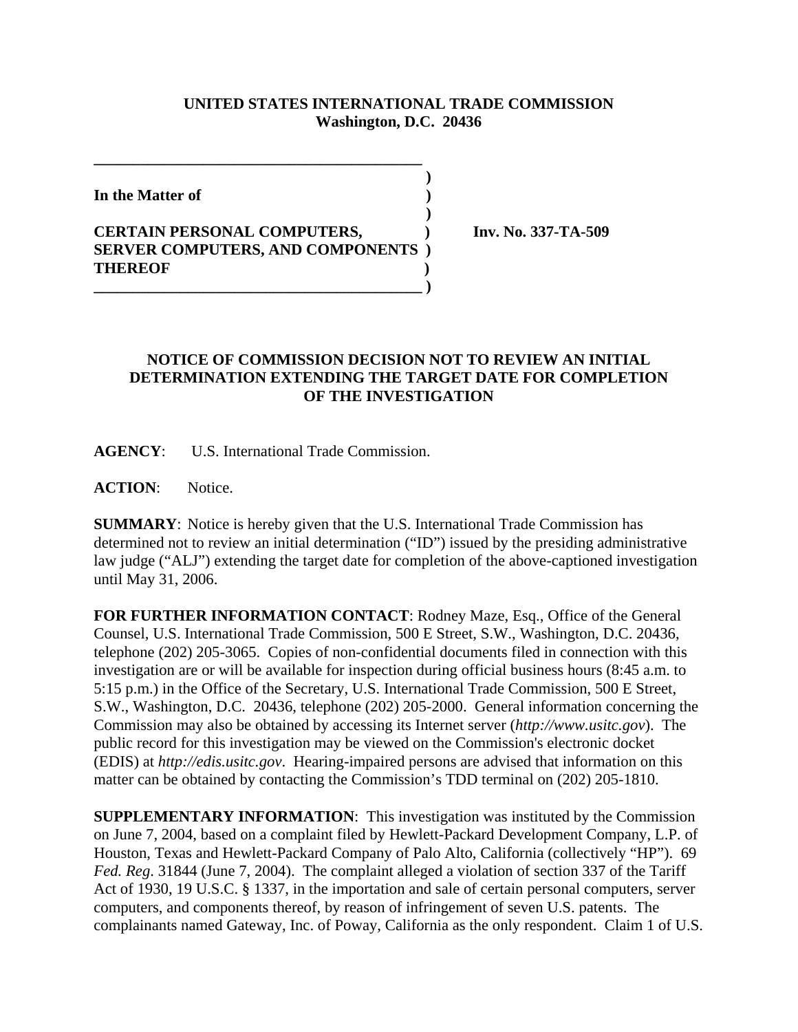**UNITED STATES INTERNATIONAL TRADE COMMISSION**
**Washington, D.C. 20436**

**In the Matter of**

**CERTAIN PERSONAL COMPUTERS, SERVER COMPUTERS, AND COMPONENTS THEREOF**

**Inv. No. 337-TA-509**

## NOTICE OF COMMISSION DECISION NOT TO REVIEW AN INITIAL DETERMINATION EXTENDING THE TARGET DATE FOR COMPLETION OF THE INVESTIGATION

**AGENCY**: U.S. International Trade Commission.

**ACTION**: Notice.

**SUMMARY**: Notice is hereby given that the U.S. International Trade Commission has determined not to review an initial determination ("ID") issued by the presiding administrative law judge ("ALJ") extending the target date for completion of the above-captioned investigation until May 31, 2006.

**FOR FURTHER INFORMATION CONTACT**: Rodney Maze, Esq., Office of the General Counsel, U.S. International Trade Commission, 500 E Street, S.W., Washington, D.C. 20436, telephone (202) 205-3065. Copies of non-confidential documents filed in connection with this investigation are or will be available for inspection during official business hours (8:45 a.m. to 5:15 p.m.) in the Office of the Secretary, U.S. International Trade Commission, 500 E Street, S.W., Washington, D.C. 20436, telephone (202) 205-2000. General information concerning the Commission may also be obtained by accessing its Internet server (*http://www.usitc.gov*). The public record for this investigation may be viewed on the Commission's electronic docket (EDIS) at *http://edis.usitc.gov*. Hearing-impaired persons are advised that information on this matter can be obtained by contacting the Commission's TDD terminal on (202) 205-1810.

**SUPPLEMENTARY INFORMATION**: This investigation was instituted by the Commission on June 7, 2004, based on a complaint filed by Hewlett-Packard Development Company, L.P. of Houston, Texas and Hewlett-Packard Company of Palo Alto, California (collectively "HP"). 69 *Fed. Reg*. 31844 (June 7, 2004). The complaint alleged a violation of section 337 of the Tariff Act of 1930, 19 U.S.C. § 1337, in the importation and sale of certain personal computers, server computers, and components thereof, by reason of infringement of seven U.S. patents. The complainants named Gateway, Inc. of Poway, California as the only respondent. Claim 1 of U.S.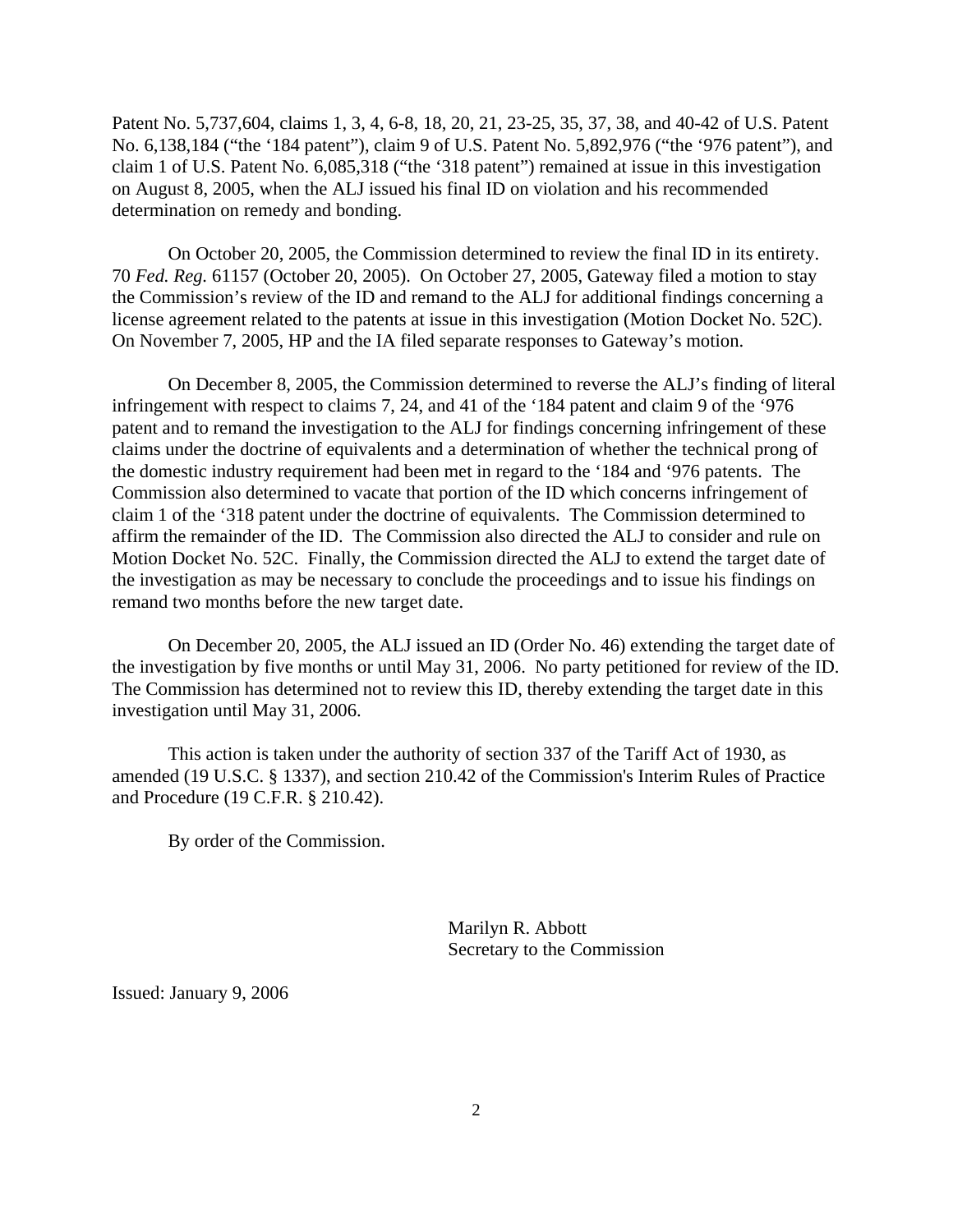Patent No. 5,737,604, claims 1, 3, 4, 6-8, 18, 20, 21, 23-25, 35, 37, 38, and 40-42 of U.S. Patent No. 6,138,184 ("the '184 patent"), claim 9 of U.S. Patent No. 5,892,976 ("the '976 patent"), and claim 1 of U.S. Patent No. 6,085,318 ("the '318 patent") remained at issue in this investigation on August 8, 2005, when the ALJ issued his final ID on violation and his recommended determination on remedy and bonding.

On October 20, 2005, the Commission determined to review the final ID in its entirety. 70 *Fed. Reg.* 61157 (October 20, 2005). On October 27, 2005, Gateway filed a motion to stay the Commission's review of the ID and remand to the ALJ for additional findings concerning a license agreement related to the patents at issue in this investigation (Motion Docket No. 52C). On November 7, 2005, HP and the IA filed separate responses to Gateway's motion.

On December 8, 2005, the Commission determined to reverse the ALJ's finding of literal infringement with respect to claims 7, 24, and 41 of the '184 patent and claim 9 of the '976 patent and to remand the investigation to the ALJ for findings concerning infringement of these claims under the doctrine of equivalents and a determination of whether the technical prong of the domestic industry requirement had been met in regard to the '184 and '976 patents. The Commission also determined to vacate that portion of the ID which concerns infringement of claim 1 of the '318 patent under the doctrine of equivalents. The Commission determined to affirm the remainder of the ID. The Commission also directed the ALJ to consider and rule on Motion Docket No. 52C. Finally, the Commission directed the ALJ to extend the target date of the investigation as may be necessary to conclude the proceedings and to issue his findings on remand two months before the new target date.

On December 20, 2005, the ALJ issued an ID (Order No. 46) extending the target date of the investigation by five months or until May 31, 2006. No party petitioned for review of the ID. The Commission has determined not to review this ID, thereby extending the target date in this investigation until May 31, 2006.

This action is taken under the authority of section 337 of the Tariff Act of 1930, as amended (19 U.S.C. § 1337), and section 210.42 of the Commission's Interim Rules of Practice and Procedure (19 C.F.R. § 210.42).

By order of the Commission.

Marilyn R. Abbott
Secretary to the Commission

Issued: January 9, 2006